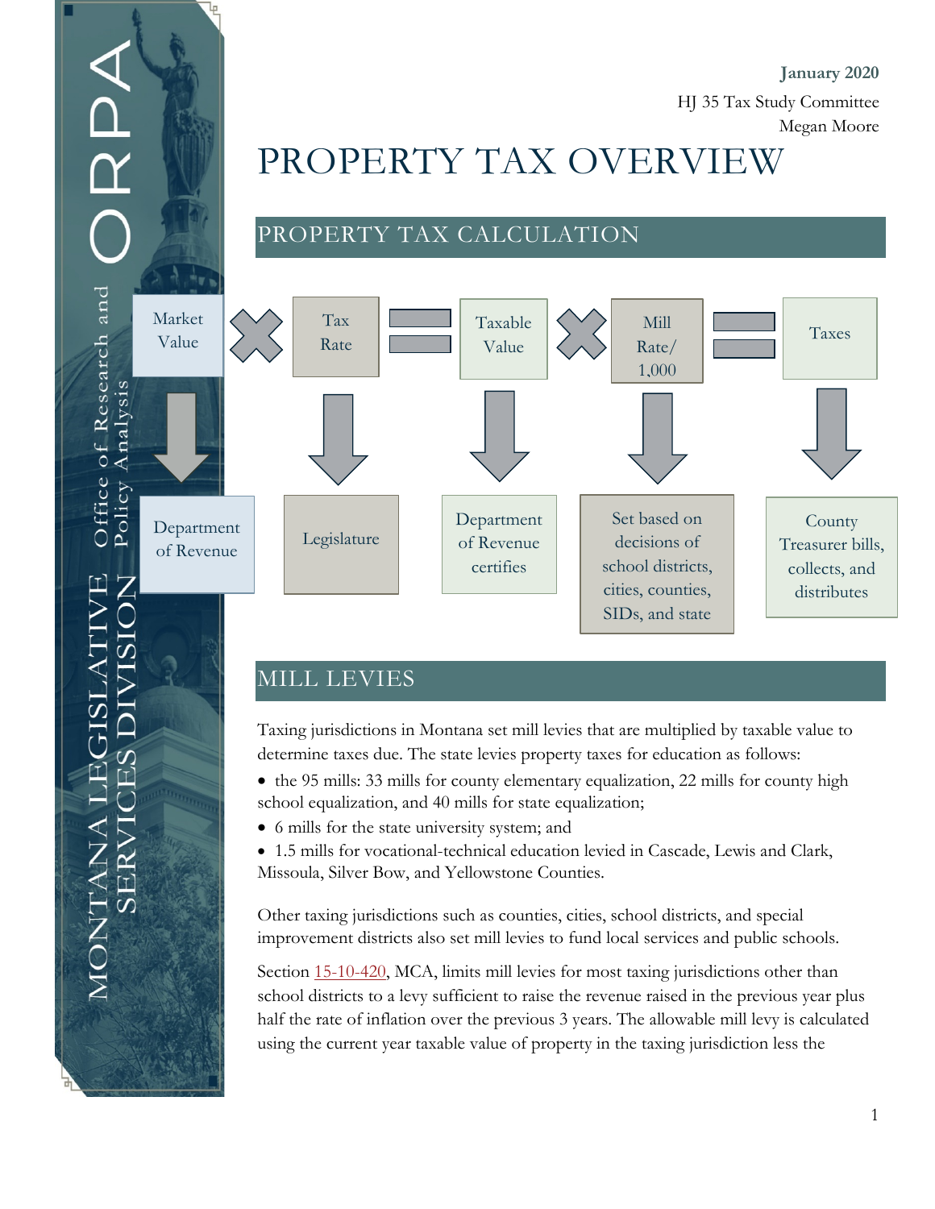January 2020

HJ 35 Tax Study Committee

Megan Moore

# PROPERTY TAX OVERVIEW

## PROPERTY TAX CALCULATION

| Market Value | × | Tax Rate | = | Taxable Value | × | Mill Rate/ 1,000 | = | Taxes |
|---|---|---|---|---|---|---|---|---|
| ↓ | | ↓ | | ↓ | | ↓ | | ↓ |
| Department of Revenue | | Legislature | | Department of Revenue certifies | | Set based on decisions of school districts, cities, counties, SIDs, and state | | County Treasurer bills, collects, and distributes |

## MILL LEVIES

Taxing jurisdictions in Montana set mill levies that are multiplied by taxable value to determine taxes due. The state levies property taxes for education as follows:

- the 95 mills: 33 mills for county elementary equalization, 22 mills for county high school equalization, and 40 mills for state equalization;
- 6 mills for the state university system; and
- 1.5 mills for vocational-technical education levied in Cascade, Lewis and Clark, Missoula, Silver Bow, and Yellowstone Counties.

Other taxing jurisdictions such as counties, cities, school districts, and special improvement districts also set mill levies to fund local services and public schools.

Section 15-10-420, MCA, limits mill levies for most taxing jurisdictions other than school districts to a levy sufficient to raise the revenue raised in the previous year plus half the rate of inflation over the previous 3 years. The allowable mill levy is calculated using the current year taxable value of property in the taxing jurisdiction less the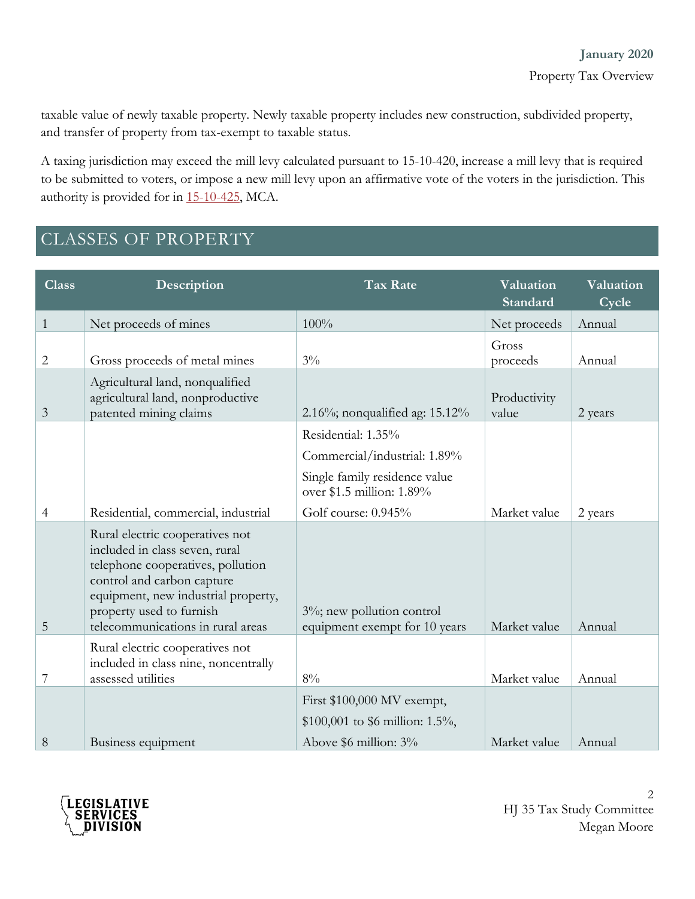taxable value of newly taxable property. Newly taxable property includes new construction, subdivided property, and transfer of property from tax-exempt to taxable status.

A taxing jurisdiction may exceed the mill levy calculated pursuant to 15-10-420, increase a mill levy that is required to be submitted to voters, or impose a new mill levy upon an affirmative vote of the voters in the jurisdiction. This authority is provided for in 15-10-425, MCA.

## CLASSES OF PROPERTY

| Class | Description | Tax Rate | Valuation Standard | Valuation Cycle |
|---|---|---|---|---|
| 1 | Net proceeds of mines | 100% | Net proceeds | Annual |
| 2 | Gross proceeds of metal mines | 3% | Gross proceeds | Annual |
| 3 | Agricultural land, nonqualified agricultural land, nonproductive patented mining claims | 2.16%; nonqualified ag: 15.12% | Productivity value | 2 years |
| 4 | Residential, commercial, industrial | Residential: 1.35%<br>Commercial/industrial: 1.89%<br>Single family residence value over $1.5 million: 1.89%<br>Golf course: 0.945% | Market value | 2 years |
| 5 | Rural electric cooperatives not included in class seven, rural telephone cooperatives, pollution control and carbon capture equipment, new industrial property, property used to furnish telecommunications in rural areas | 3%; new pollution control equipment exempt for 10 years | Market value | Annual |
| 7 | Rural electric cooperatives not included in class nine, noncentrally assessed utilities | 8% | Market value | Annual |
| 8 | Business equipment | First $100,000 MV exempt,<br>$100,001 to $6 million: 1.5%,<br>Above $6 million: 3% | Market value | Annual |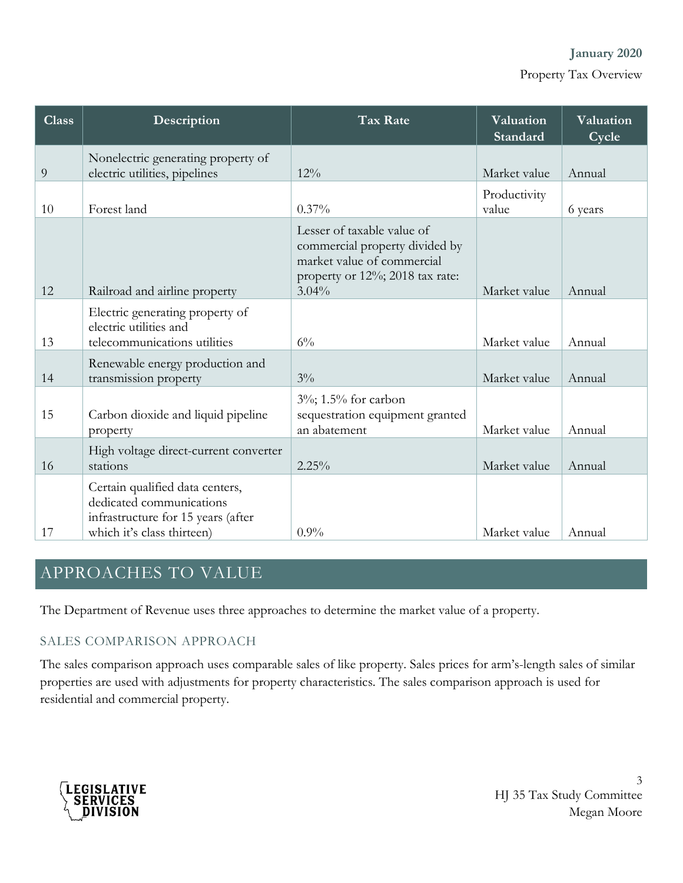| Class | Description | Tax Rate | Valuation Standard | Valuation Cycle |
|---|---|---|---|---|
| 9 | Nonelectric generating property of electric utilities, pipelines | 12% | Market value | Annual |
| 10 | Forest land | 0.37% | Productivity value | 6 years |
| 12 | Railroad and airline property | Lesser of taxable value of commercial property divided by market value of commercial property or 12%; 2018 tax rate: 3.04% | Market value | Annual |
| 13 | Electric generating property of electric utilities and telecommunications utilities | 6% | Market value | Annual |
| 14 | Renewable energy production and transmission property | 3% | Market value | Annual |
| 15 | Carbon dioxide and liquid pipeline property | 3%; 1.5% for carbon sequestration equipment granted an abatement | Market value | Annual |
| 16 | High voltage direct-current converter stations | 2.25% | Market value | Annual |
| 17 | Certain qualified data centers, dedicated communications infrastructure for 15 years (after which it's class thirteen) | 0.9% | Market value | Annual |

## APPROACHES TO VALUE

The Department of Revenue uses three approaches to determine the market value of a property.

### SALES COMPARISON APPROACH

The sales comparison approach uses comparable sales of like property. Sales prices for arm's-length sales of similar properties are used with adjustments for property characteristics. The sales comparison approach is used for residential and commercial property.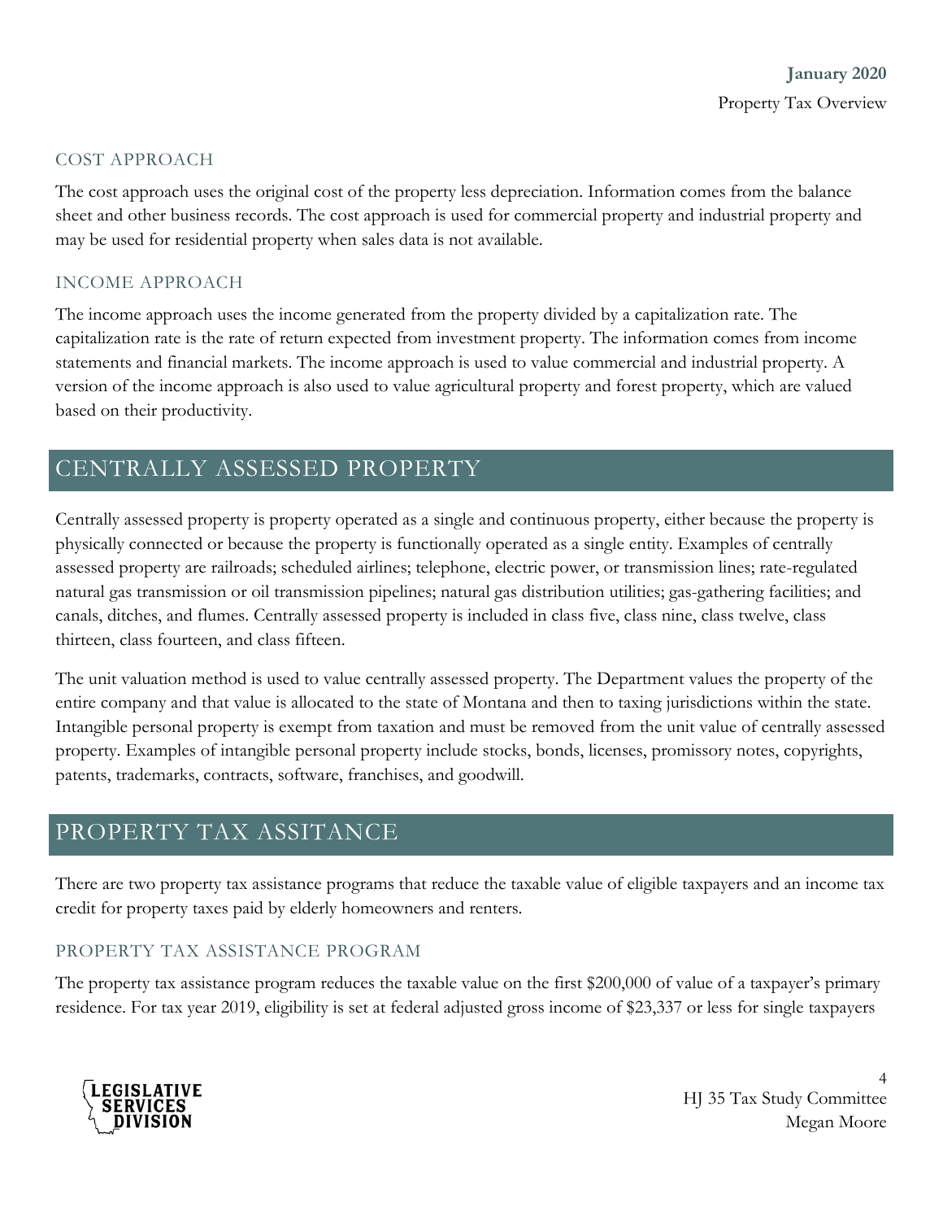### COST APPROACH

The cost approach uses the original cost of the property less depreciation. Information comes from the balance sheet and other business records. The cost approach is used for commercial property and industrial property and may be used for residential property when sales data is not available.

### INCOME APPROACH

The income approach uses the income generated from the property divided by a capitalization rate. The capitalization rate is the rate of return expected from investment property. The information comes from income statements and financial markets. The income approach is used to value commercial and industrial property. A version of the income approach is also used to value agricultural property and forest property, which are valued based on their productivity.

## CENTRALLY ASSESSED PROPERTY

Centrally assessed property is property operated as a single and continuous property, either because the property is physically connected or because the property is functionally operated as a single entity. Examples of centrally assessed property are railroads; scheduled airlines; telephone, electric power, or transmission lines; rate-regulated natural gas transmission or oil transmission pipelines; natural gas distribution utilities; gas-gathering facilities; and canals, ditches, and flumes. Centrally assessed property is included in class five, class nine, class twelve, class thirteen, class fourteen, and class fifteen.

The unit valuation method is used to value centrally assessed property. The Department values the property of the entire company and that value is allocated to the state of Montana and then to taxing jurisdictions within the state. Intangible personal property is exempt from taxation and must be removed from the unit value of centrally assessed property. Examples of intangible personal property include stocks, bonds, licenses, promissory notes, copyrights, patents, trademarks, contracts, software, franchises, and goodwill.

## PROPERTY TAX ASSITANCE

There are two property tax assistance programs that reduce the taxable value of eligible taxpayers and an income tax credit for property taxes paid by elderly homeowners and renters.

### PROPERTY TAX ASSISTANCE PROGRAM

The property tax assistance program reduces the taxable value on the first $200,000 of value of a taxpayer's primary residence. For tax year 2019, eligibility is set at federal adjusted gross income of $23,337 or less for single taxpayers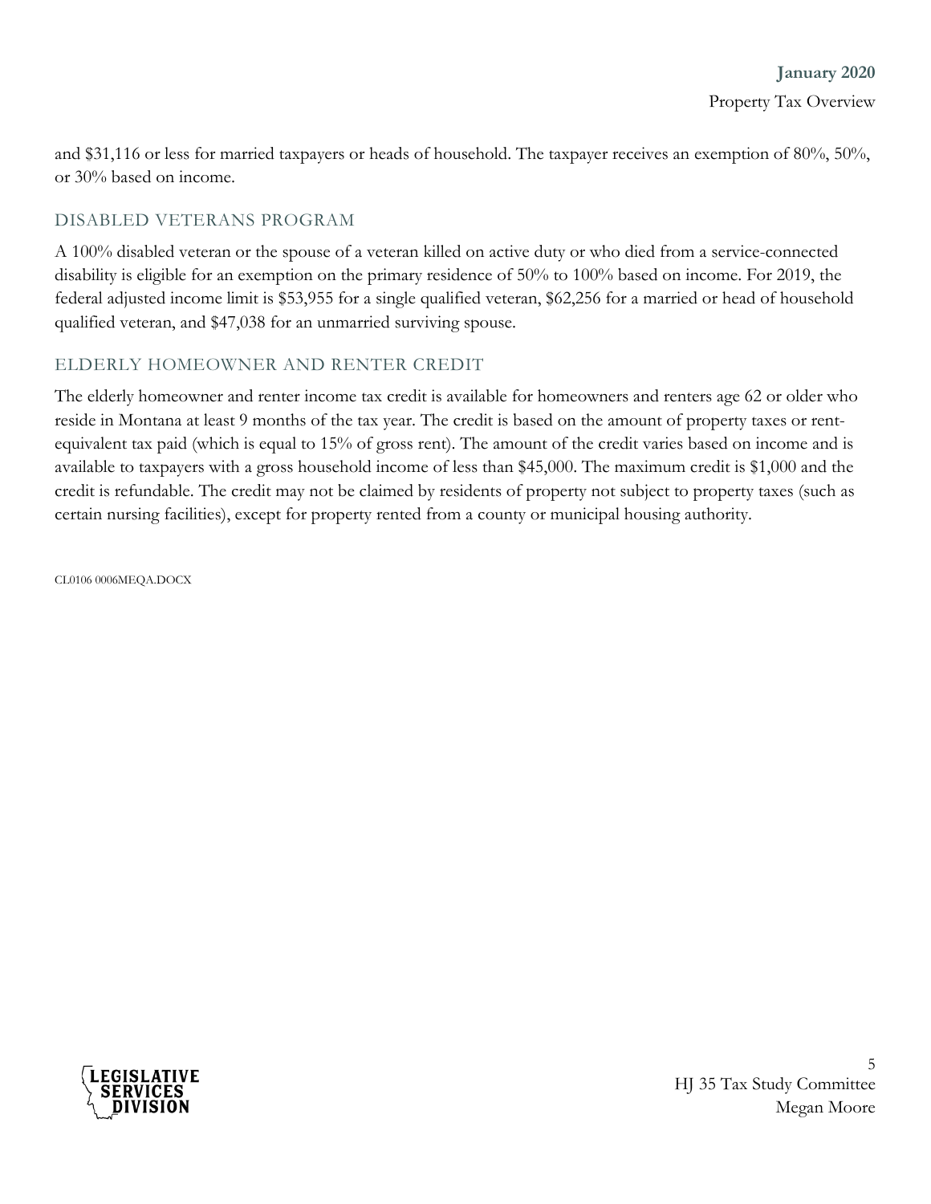and $31,116 or less for married taxpayers or heads of household. The taxpayer receives an exemption of 80%, 50%, or 30% based on income.

## DISABLED VETERANS PROGRAM

A 100% disabled veteran or the spouse of a veteran killed on active duty or who died from a service-connected disability is eligible for an exemption on the primary residence of 50% to 100% based on income. For 2019, the federal adjusted income limit is $53,955 for a single qualified veteran, $62,256 for a married or head of household qualified veteran, and $47,038 for an unmarried surviving spouse.

## ELDERLY HOMEOWNER AND RENTER CREDIT

The elderly homeowner and renter income tax credit is available for homeowners and renters age 62 or older who reside in Montana at least 9 months of the tax year. The credit is based on the amount of property taxes or rent-equivalent tax paid (which is equal to 15% of gross rent). The amount of the credit varies based on income and is available to taxpayers with a gross household income of less than $45,000. The maximum credit is $1,000 and the credit is refundable. The credit may not be claimed by residents of property not subject to property taxes (such as certain nursing facilities), except for property rented from a county or municipal housing authority.

CL0106 0006MEQA.DOCX